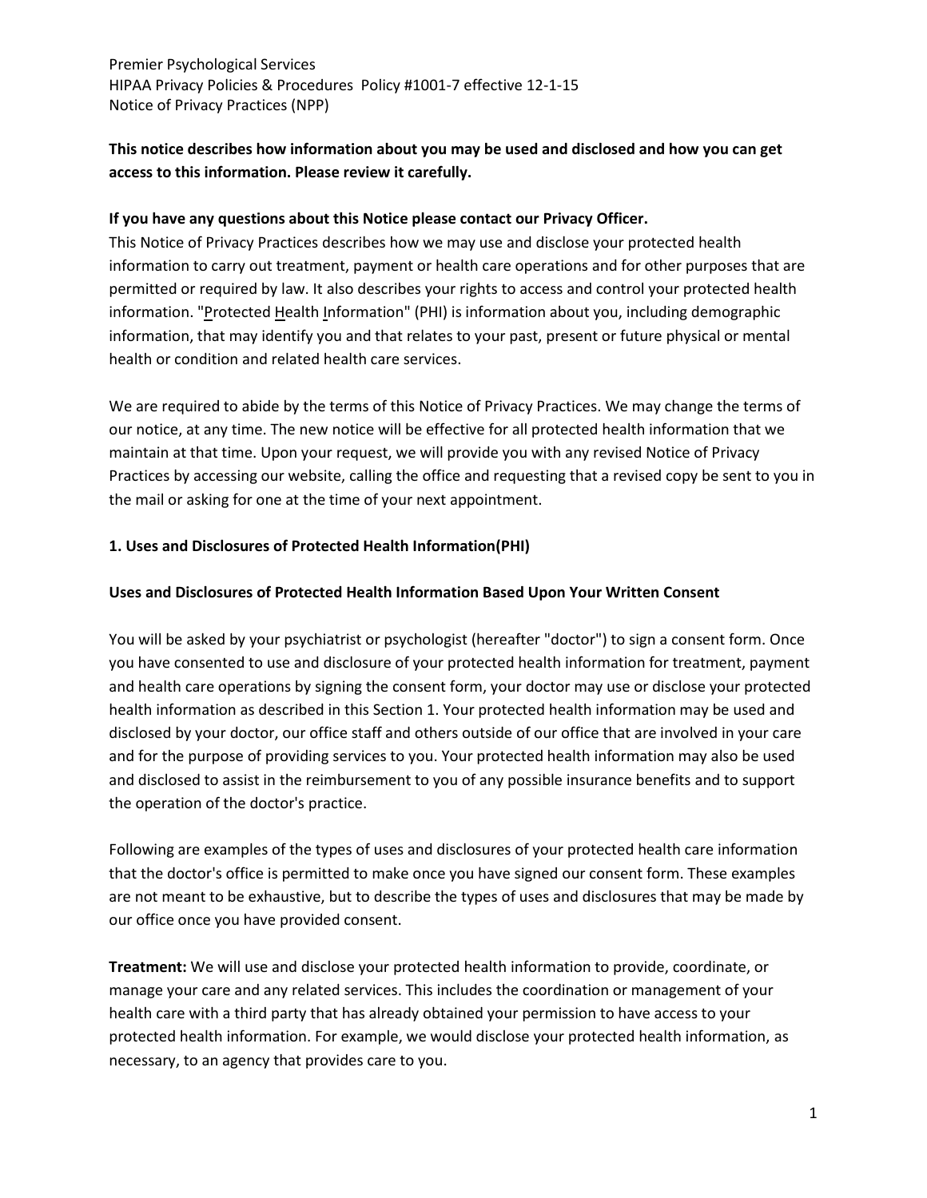Premier Psychological Services
HIPAA Privacy Policies & Procedures Policy #1001-7 effective 12-1-15
Notice of Privacy Practices (NPP)

**This notice describes how information about you may be used and disclosed and how you can get access to this information. Please review it carefully.**

**If you have any questions about this Notice please contact our Privacy Officer.**

This Notice of Privacy Practices describes how we may use and disclose your protected health information to carry out treatment, payment or health care operations and for other purposes that are permitted or required by law. It also describes your rights to access and control your protected health information. "Protected Health Information" (PHI) is information about you, including demographic information, that may identify you and that relates to your past, present or future physical or mental health or condition and related health care services.

We are required to abide by the terms of this Notice of Privacy Practices. We may change the terms of our notice, at any time. The new notice will be effective for all protected health information that we maintain at that time. Upon your request, we will provide you with any revised Notice of Privacy Practices by accessing our website, calling the office and requesting that a revised copy be sent to you in the mail or asking for one at the time of your next appointment.

## 1. Uses and Disclosures of Protected Health Information(PHI)

### Uses and Disclosures of Protected Health Information Based Upon Your Written Consent

You will be asked by your psychiatrist or psychologist (hereafter "doctor") to sign a consent form. Once you have consented to use and disclosure of your protected health information for treatment, payment and health care operations by signing the consent form, your doctor may use or disclose your protected health information as described in this Section 1. Your protected health information may be used and disclosed by your doctor, our office staff and others outside of our office that are involved in your care and for the purpose of providing services to you. Your protected health information may also be used and disclosed to assist in the reimbursement to you of any possible insurance benefits and to support the operation of the doctor's practice.

Following are examples of the types of uses and disclosures of your protected health care information that the doctor's office is permitted to make once you have signed our consent form. These examples are not meant to be exhaustive, but to describe the types of uses and disclosures that may be made by our office once you have provided consent.

**Treatment:** We will use and disclose your protected health information to provide, coordinate, or manage your care and any related services. This includes the coordination or management of your health care with a third party that has already obtained your permission to have access to your protected health information. For example, we would disclose your protected health information, as necessary, to an agency that provides care to you.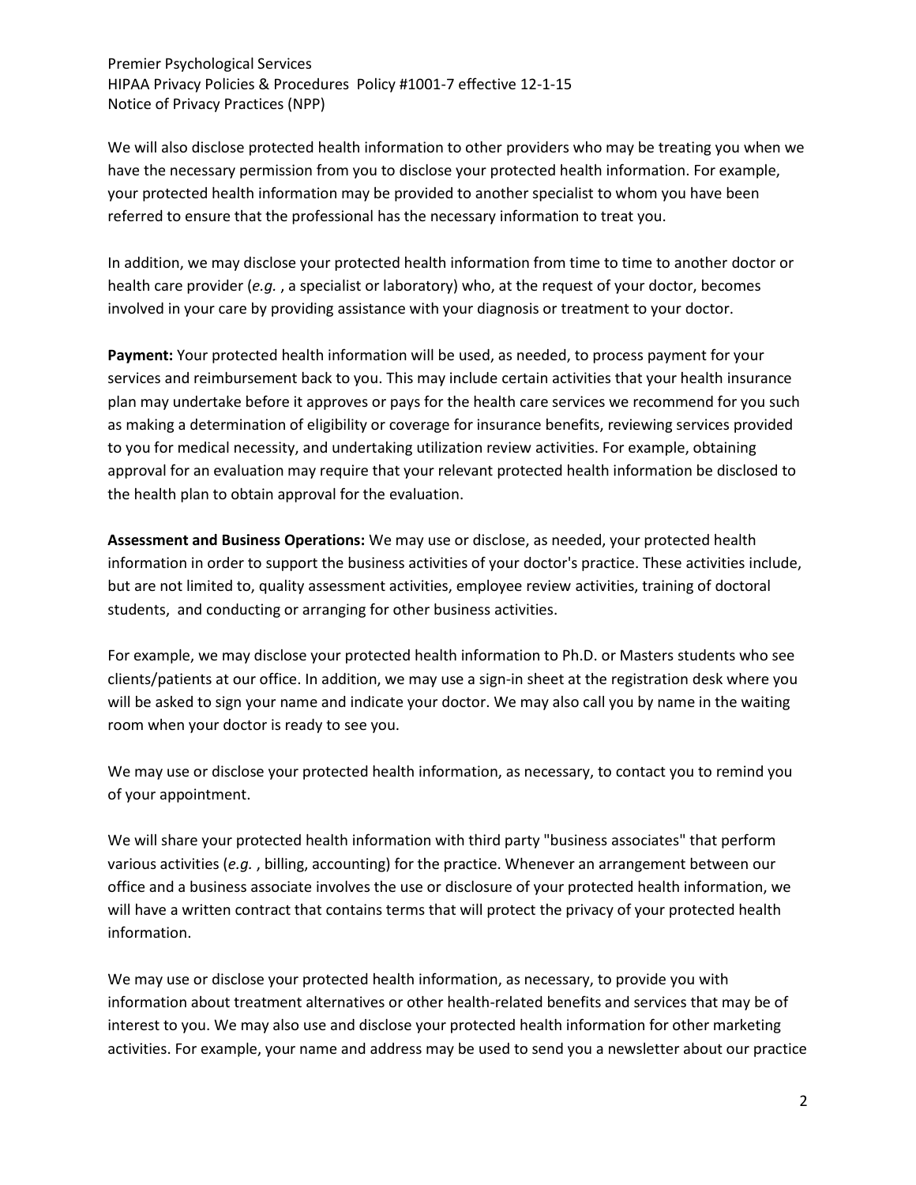We will also disclose protected health information to other providers who may be treating you when we have the necessary permission from you to disclose your protected health information. For example, your protected health information may be provided to another specialist to whom you have been referred to ensure that the professional has the necessary information to treat you.

In addition, we may disclose your protected health information from time to time to another doctor or health care provider (*e.g.* , a specialist or laboratory) who, at the request of your doctor, becomes involved in your care by providing assistance with your diagnosis or treatment to your doctor.

**Payment:** Your protected health information will be used, as needed, to process payment for your services and reimbursement back to you. This may include certain activities that your health insurance plan may undertake before it approves or pays for the health care services we recommend for you such as making a determination of eligibility or coverage for insurance benefits, reviewing services provided to you for medical necessity, and undertaking utilization review activities. For example, obtaining approval for an evaluation may require that your relevant protected health information be disclosed to the health plan to obtain approval for the evaluation.

**Assessment and Business Operations:** We may use or disclose, as needed, your protected health information in order to support the business activities of your doctor's practice. These activities include, but are not limited to, quality assessment activities, employee review activities, training of doctoral students, and conducting or arranging for other business activities.

For example, we may disclose your protected health information to Ph.D. or Masters students who see clients/patients at our office. In addition, we may use a sign-in sheet at the registration desk where you will be asked to sign your name and indicate your doctor. We may also call you by name in the waiting room when your doctor is ready to see you.

We may use or disclose your protected health information, as necessary, to contact you to remind you of your appointment.

We will share your protected health information with third party "business associates" that perform various activities (*e.g.* , billing, accounting) for the practice. Whenever an arrangement between our office and a business associate involves the use or disclosure of your protected health information, we will have a written contract that contains terms that will protect the privacy of your protected health information.

We may use or disclose your protected health information, as necessary, to provide you with information about treatment alternatives or other health-related benefits and services that may be of interest to you. We may also use and disclose your protected health information for other marketing activities. For example, your name and address may be used to send you a newsletter about our practice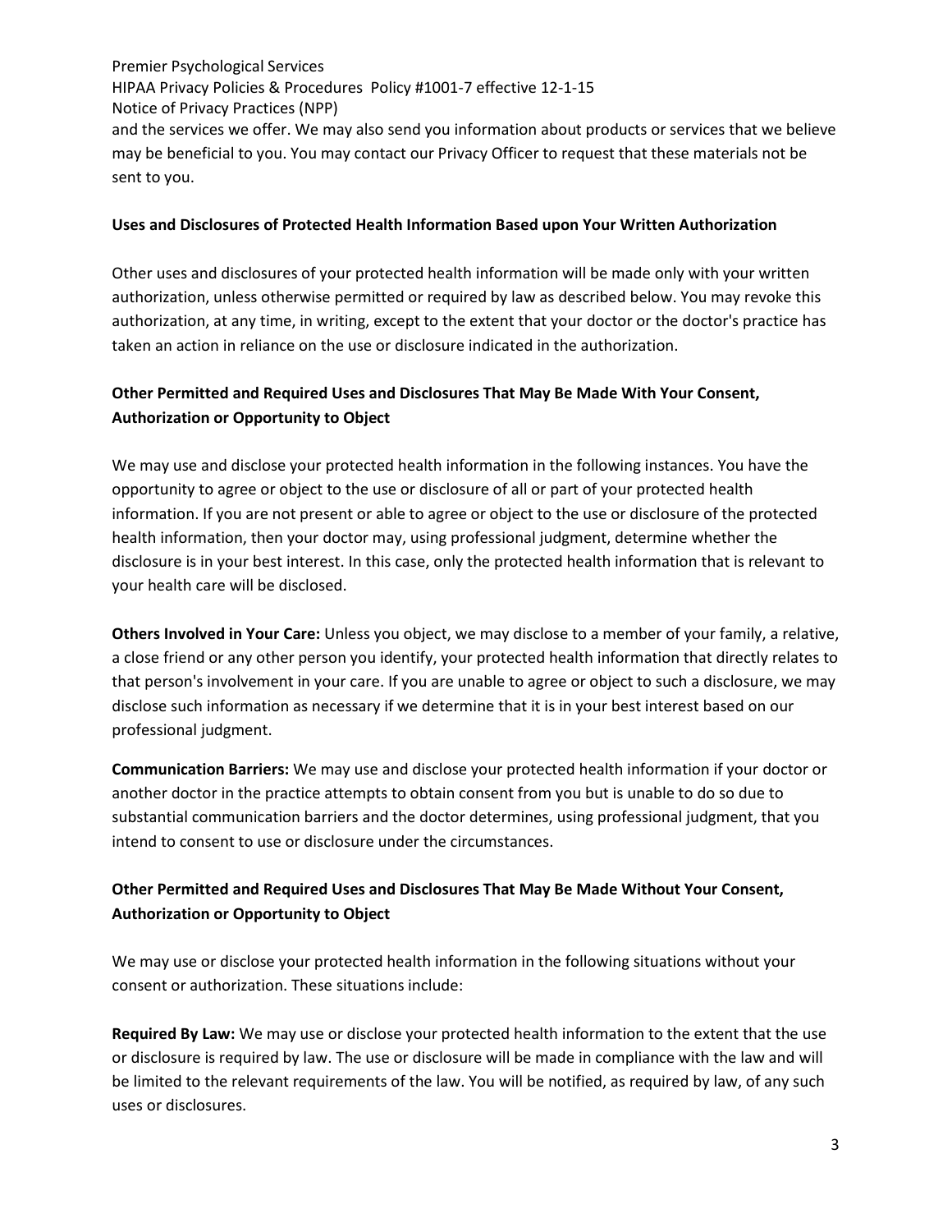and the services we offer. We may also send you information about products or services that we believe may be beneficial to you. You may contact our Privacy Officer to request that these materials not be sent to you.

**Uses and Disclosures of Protected Health Information Based upon Your Written Authorization**

Other uses and disclosures of your protected health information will be made only with your written authorization, unless otherwise permitted or required by law as described below. You may revoke this authorization, at any time, in writing, except to the extent that your doctor or the doctor's practice has taken an action in reliance on the use or disclosure indicated in the authorization.

**Other Permitted and Required Uses and Disclosures That May Be Made With Your Consent, Authorization or Opportunity to Object**

We may use and disclose your protected health information in the following instances. You have the opportunity to agree or object to the use or disclosure of all or part of your protected health information. If you are not present or able to agree or object to the use or disclosure of the protected health information, then your doctor may, using professional judgment, determine whether the disclosure is in your best interest. In this case, only the protected health information that is relevant to your health care will be disclosed.

**Others Involved in Your Care:** Unless you object, we may disclose to a member of your family, a relative, a close friend or any other person you identify, your protected health information that directly relates to that person's involvement in your care. If you are unable to agree or object to such a disclosure, we may disclose such information as necessary if we determine that it is in your best interest based on our professional judgment.

**Communication Barriers:** We may use and disclose your protected health information if your doctor or another doctor in the practice attempts to obtain consent from you but is unable to do so due to substantial communication barriers and the doctor determines, using professional judgment, that you intend to consent to use or disclosure under the circumstances.

**Other Permitted and Required Uses and Disclosures That May Be Made Without Your Consent, Authorization or Opportunity to Object**

We may use or disclose your protected health information in the following situations without your consent or authorization. These situations include:

**Required By Law:** We may use or disclose your protected health information to the extent that the use or disclosure is required by law. The use or disclosure will be made in compliance with the law and will be limited to the relevant requirements of the law. You will be notified, as required by law, of any such uses or disclosures.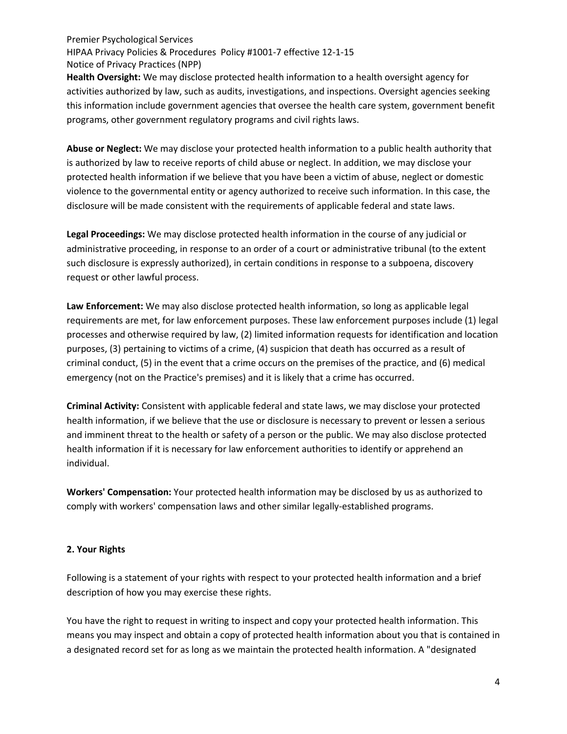**Health Oversight:** We may disclose protected health information to a health oversight agency for activities authorized by law, such as audits, investigations, and inspections. Oversight agencies seeking this information include government agencies that oversee the health care system, government benefit programs, other government regulatory programs and civil rights laws.

**Abuse or Neglect:** We may disclose your protected health information to a public health authority that is authorized by law to receive reports of child abuse or neglect. In addition, we may disclose your protected health information if we believe that you have been a victim of abuse, neglect or domestic violence to the governmental entity or agency authorized to receive such information. In this case, the disclosure will be made consistent with the requirements of applicable federal and state laws.

**Legal Proceedings:** We may disclose protected health information in the course of any judicial or administrative proceeding, in response to an order of a court or administrative tribunal (to the extent such disclosure is expressly authorized), in certain conditions in response to a subpoena, discovery request or other lawful process.

**Law Enforcement:** We may also disclose protected health information, so long as applicable legal requirements are met, for law enforcement purposes. These law enforcement purposes include (1) legal processes and otherwise required by law, (2) limited information requests for identification and location purposes, (3) pertaining to victims of a crime, (4) suspicion that death has occurred as a result of criminal conduct, (5) in the event that a crime occurs on the premises of the practice, and (6) medical emergency (not on the Practice's premises) and it is likely that a crime has occurred.

**Criminal Activity:** Consistent with applicable federal and state laws, we may disclose your protected health information, if we believe that the use or disclosure is necessary to prevent or lessen a serious and imminent threat to the health or safety of a person or the public. We may also disclose protected health information if it is necessary for law enforcement authorities to identify or apprehend an individual.

**Workers' Compensation:** Your protected health information may be disclosed by us as authorized to comply with workers' compensation laws and other similar legally-established programs.

## 2. Your Rights

Following is a statement of your rights with respect to your protected health information and a brief description of how you may exercise these rights.

You have the right to request in writing to inspect and copy your protected health information. This means you may inspect and obtain a copy of protected health information about you that is contained in a designated record set for as long as we maintain the protected health information. A "designated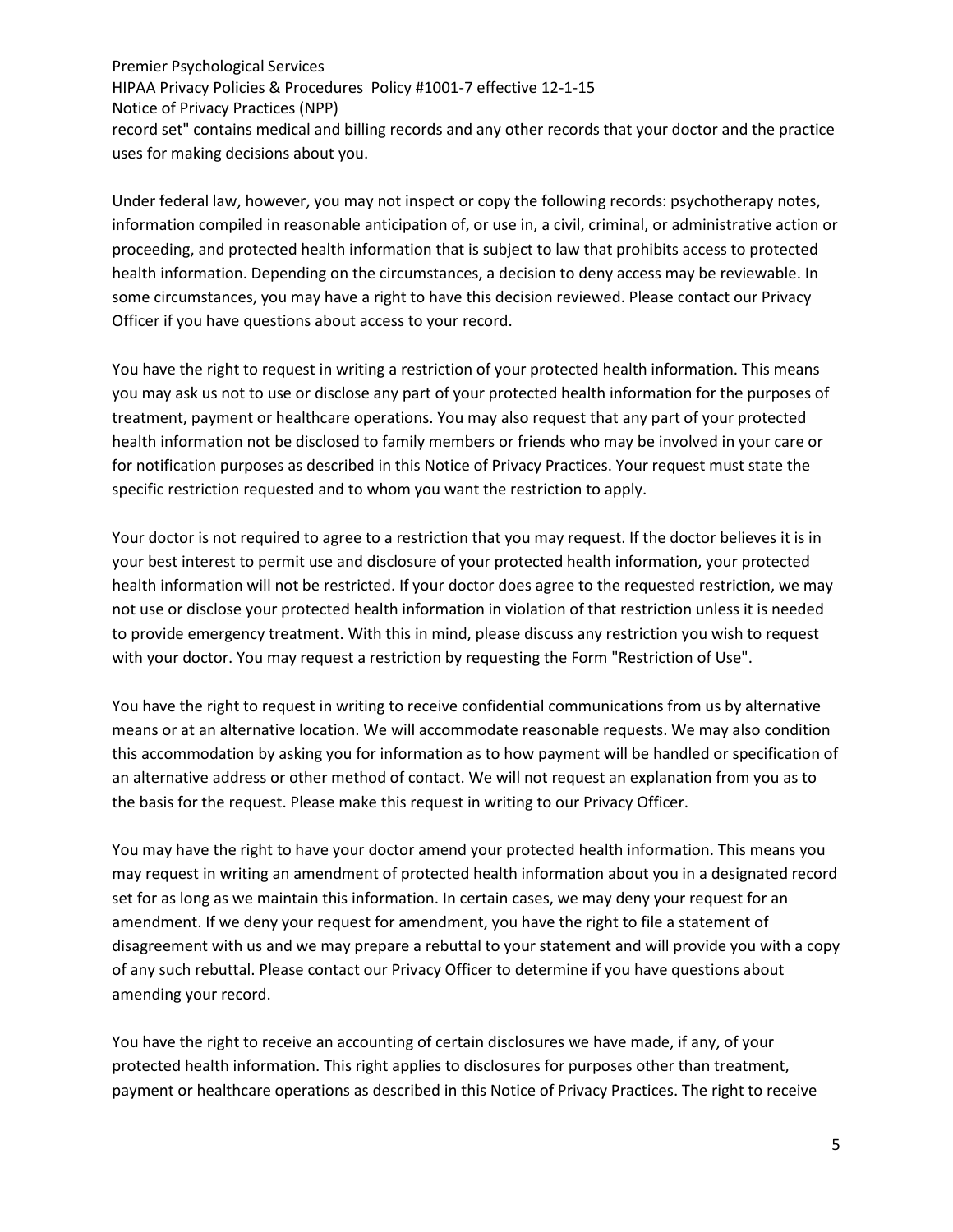record set" contains medical and billing records and any other records that your doctor and the practice uses for making decisions about you.

Under federal law, however, you may not inspect or copy the following records: psychotherapy notes, information compiled in reasonable anticipation of, or use in, a civil, criminal, or administrative action or proceeding, and protected health information that is subject to law that prohibits access to protected health information. Depending on the circumstances, a decision to deny access may be reviewable. In some circumstances, you may have a right to have this decision reviewed. Please contact our Privacy Officer if you have questions about access to your record.

You have the right to request in writing a restriction of your protected health information. This means you may ask us not to use or disclose any part of your protected health information for the purposes of treatment, payment or healthcare operations. You may also request that any part of your protected health information not be disclosed to family members or friends who may be involved in your care or for notification purposes as described in this Notice of Privacy Practices. Your request must state the specific restriction requested and to whom you want the restriction to apply.

Your doctor is not required to agree to a restriction that you may request. If the doctor believes it is in your best interest to permit use and disclosure of your protected health information, your protected health information will not be restricted. If your doctor does agree to the requested restriction, we may not use or disclose your protected health information in violation of that restriction unless it is needed to provide emergency treatment. With this in mind, please discuss any restriction you wish to request with your doctor. You may request a restriction by requesting the Form "Restriction of Use".

You have the right to request in writing to receive confidential communications from us by alternative means or at an alternative location. We will accommodate reasonable requests. We may also condition this accommodation by asking you for information as to how payment will be handled or specification of an alternative address or other method of contact. We will not request an explanation from you as to the basis for the request. Please make this request in writing to our Privacy Officer.

You may have the right to have your doctor amend your protected health information. This means you may request in writing an amendment of protected health information about you in a designated record set for as long as we maintain this information. In certain cases, we may deny your request for an amendment. If we deny your request for amendment, you have the right to file a statement of disagreement with us and we may prepare a rebuttal to your statement and will provide you with a copy of any such rebuttal. Please contact our Privacy Officer to determine if you have questions about amending your record.

You have the right to receive an accounting of certain disclosures we have made, if any, of your protected health information. This right applies to disclosures for purposes other than treatment, payment or healthcare operations as described in this Notice of Privacy Practices. The right to receive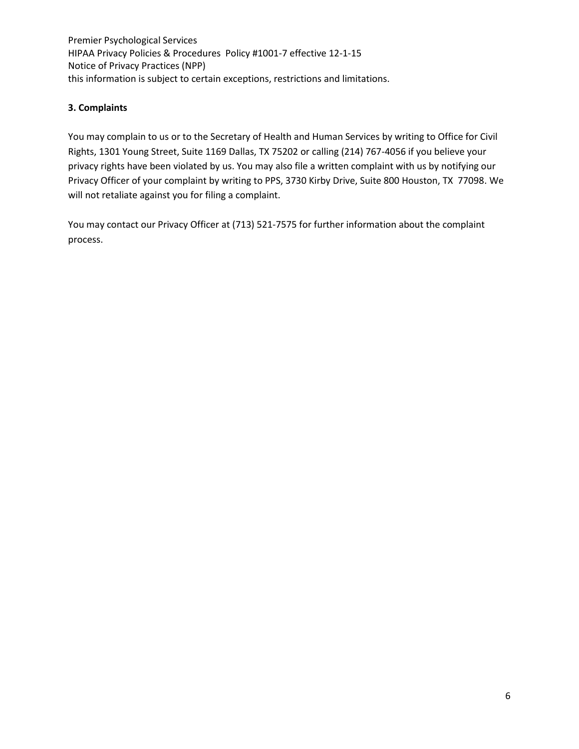this information is subject to certain exceptions, restrictions and limitations.

**3. Complaints**

You may complain to us or to the Secretary of Health and Human Services by writing to Office for Civil Rights, 1301 Young Street, Suite 1169 Dallas, TX 75202 or calling (214) 767-4056 if you believe your privacy rights have been violated by us. You may also file a written complaint with us by notifying our Privacy Officer of your complaint by writing to PPS, 3730 Kirby Drive, Suite 800 Houston, TX 77098. We will not retaliate against you for filing a complaint.

You may contact our Privacy Officer at (713) 521-7575 for further information about the complaint process.